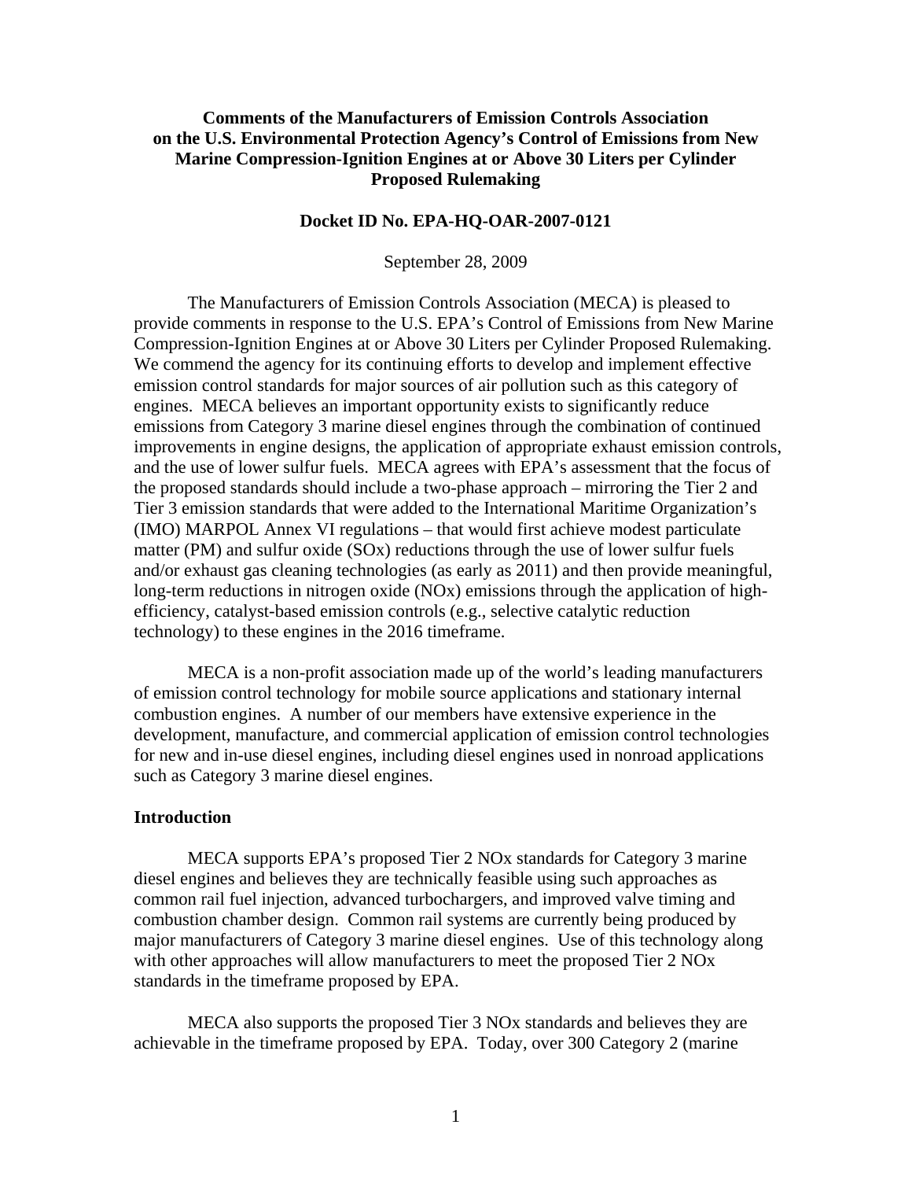**Comments of the Manufacturers of Emission Controls Association on the U.S. Environmental Protection Agency's Control of Emissions from New Marine Compression-Ignition Engines at or Above 30 Liters per Cylinder Proposed Rulemaking**

**Docket ID No. EPA-HQ-OAR-2007-0121**

September 28, 2009

The Manufacturers of Emission Controls Association (MECA) is pleased to provide comments in response to the U.S. EPA's Control of Emissions from New Marine Compression-Ignition Engines at or Above 30 Liters per Cylinder Proposed Rulemaking. We commend the agency for its continuing efforts to develop and implement effective emission control standards for major sources of air pollution such as this category of engines. MECA believes an important opportunity exists to significantly reduce emissions from Category 3 marine diesel engines through the combination of continued improvements in engine designs, the application of appropriate exhaust emission controls, and the use of lower sulfur fuels. MECA agrees with EPA's assessment that the focus of the proposed standards should include a two-phase approach – mirroring the Tier 2 and Tier 3 emission standards that were added to the International Maritime Organization's (IMO) MARPOL Annex VI regulations – that would first achieve modest particulate matter (PM) and sulfur oxide (SOx) reductions through the use of lower sulfur fuels and/or exhaust gas cleaning technologies (as early as 2011) and then provide meaningful, long-term reductions in nitrogen oxide (NOx) emissions through the application of high-efficiency, catalyst-based emission controls (e.g., selective catalytic reduction technology) to these engines in the 2016 timeframe.

MECA is a non-profit association made up of the world's leading manufacturers of emission control technology for mobile source applications and stationary internal combustion engines. A number of our members have extensive experience in the development, manufacture, and commercial application of emission control technologies for new and in-use diesel engines, including diesel engines used in nonroad applications such as Category 3 marine diesel engines.

## Introduction

MECA supports EPA's proposed Tier 2 NOx standards for Category 3 marine diesel engines and believes they are technically feasible using such approaches as common rail fuel injection, advanced turbochargers, and improved valve timing and combustion chamber design. Common rail systems are currently being produced by major manufacturers of Category 3 marine diesel engines. Use of this technology along with other approaches will allow manufacturers to meet the proposed Tier 2 NOx standards in the timeframe proposed by EPA.

MECA also supports the proposed Tier 3 NOx standards and believes they are achievable in the timeframe proposed by EPA. Today, over 300 Category 2 (marine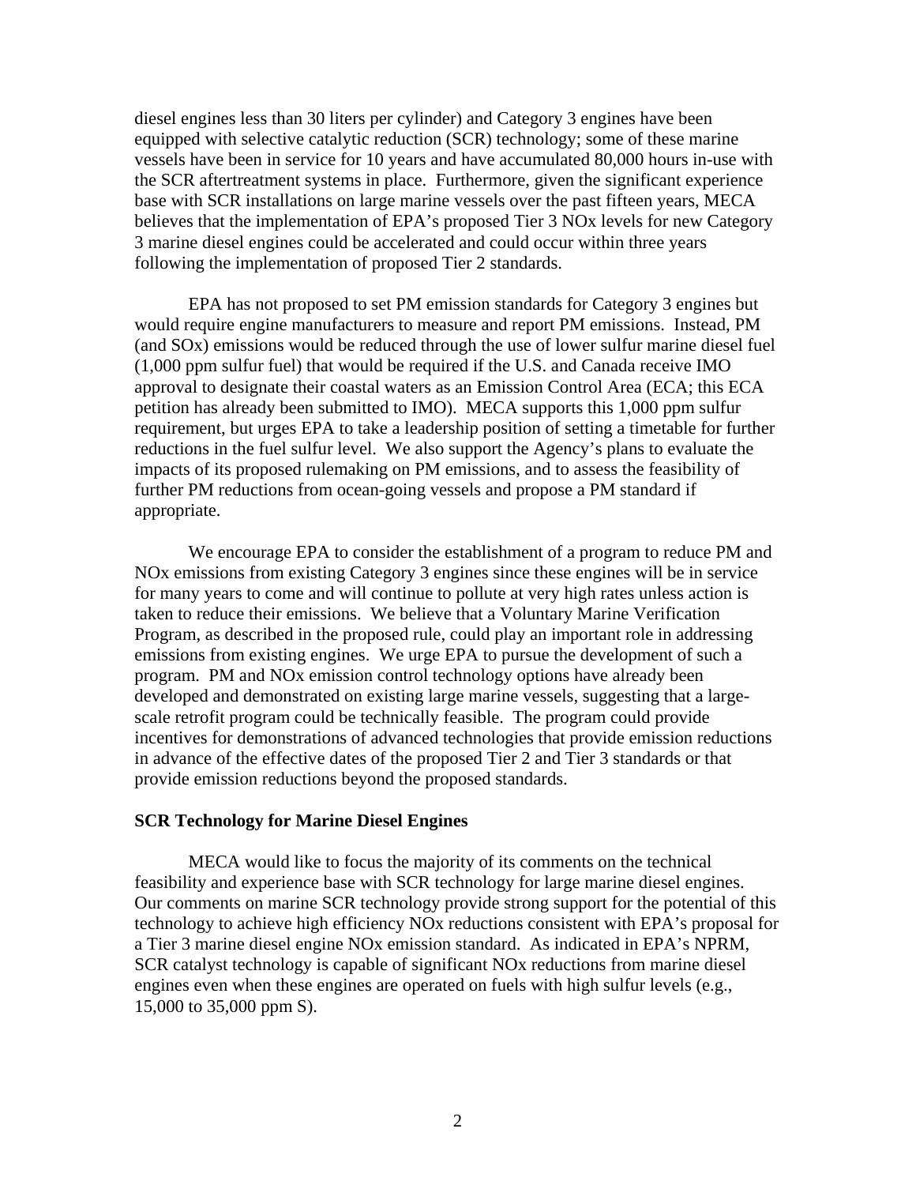diesel engines less than 30 liters per cylinder) and Category 3 engines have been equipped with selective catalytic reduction (SCR) technology; some of these marine vessels have been in service for 10 years and have accumulated 80,000 hours in-use with the SCR aftertreatment systems in place. Furthermore, given the significant experience base with SCR installations on large marine vessels over the past fifteen years, MECA believes that the implementation of EPA's proposed Tier 3 NOx levels for new Category 3 marine diesel engines could be accelerated and could occur within three years following the implementation of proposed Tier 2 standards.

EPA has not proposed to set PM emission standards for Category 3 engines but would require engine manufacturers to measure and report PM emissions. Instead, PM (and SOx) emissions would be reduced through the use of lower sulfur marine diesel fuel (1,000 ppm sulfur fuel) that would be required if the U.S. and Canada receive IMO approval to designate their coastal waters as an Emission Control Area (ECA; this ECA petition has already been submitted to IMO). MECA supports this 1,000 ppm sulfur requirement, but urges EPA to take a leadership position of setting a timetable for further reductions in the fuel sulfur level. We also support the Agency's plans to evaluate the impacts of its proposed rulemaking on PM emissions, and to assess the feasibility of further PM reductions from ocean-going vessels and propose a PM standard if appropriate.

We encourage EPA to consider the establishment of a program to reduce PM and NOx emissions from existing Category 3 engines since these engines will be in service for many years to come and will continue to pollute at very high rates unless action is taken to reduce their emissions. We believe that a Voluntary Marine Verification Program, as described in the proposed rule, could play an important role in addressing emissions from existing engines. We urge EPA to pursue the development of such a program. PM and NOx emission control technology options have already been developed and demonstrated on existing large marine vessels, suggesting that a large-scale retrofit program could be technically feasible. The program could provide incentives for demonstrations of advanced technologies that provide emission reductions in advance of the effective dates of the proposed Tier 2 and Tier 3 standards or that provide emission reductions beyond the proposed standards.

**SCR Technology for Marine Diesel Engines**

MECA would like to focus the majority of its comments on the technical feasibility and experience base with SCR technology for large marine diesel engines. Our comments on marine SCR technology provide strong support for the potential of this technology to achieve high efficiency NOx reductions consistent with EPA's proposal for a Tier 3 marine diesel engine NOx emission standard. As indicated in EPA's NPRM, SCR catalyst technology is capable of significant NOx reductions from marine diesel engines even when these engines are operated on fuels with high sulfur levels (e.g., 15,000 to 35,000 ppm S).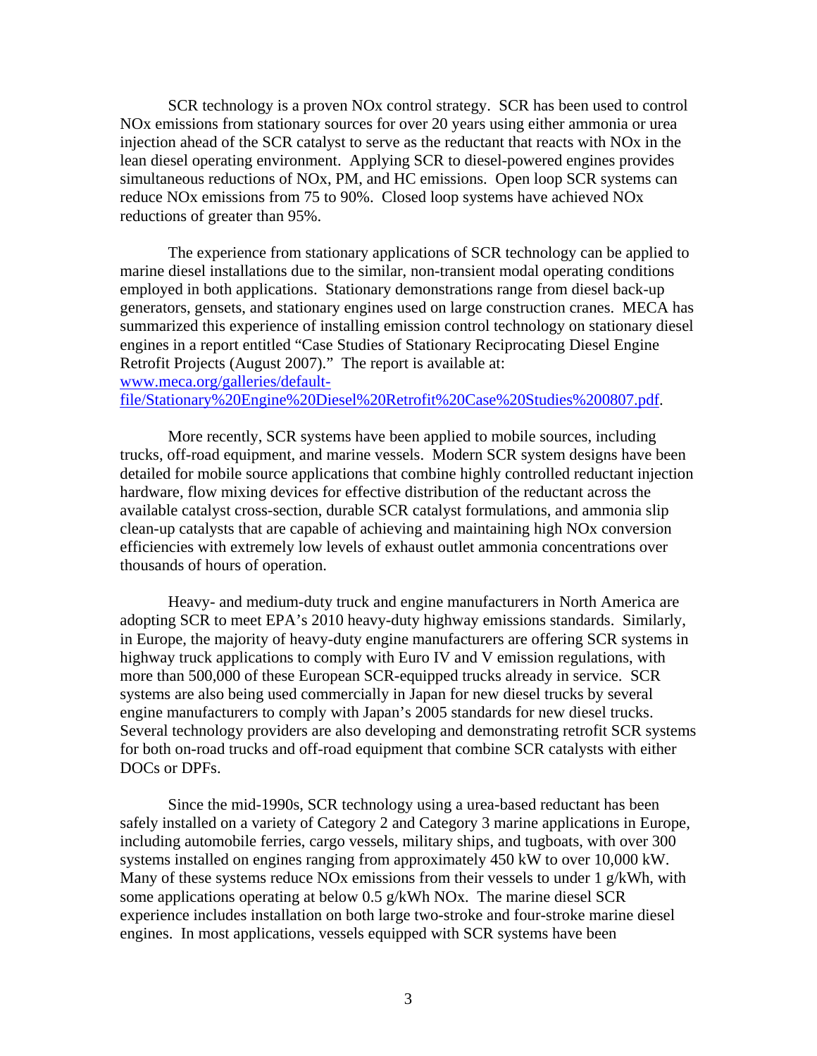SCR technology is a proven NOx control strategy. SCR has been used to control NOx emissions from stationary sources for over 20 years using either ammonia or urea injection ahead of the SCR catalyst to serve as the reductant that reacts with NOx in the lean diesel operating environment. Applying SCR to diesel-powered engines provides simultaneous reductions of NOx, PM, and HC emissions. Open loop SCR systems can reduce NOx emissions from 75 to 90%. Closed loop systems have achieved NOx reductions of greater than 95%.

The experience from stationary applications of SCR technology can be applied to marine diesel installations due to the similar, non-transient modal operating conditions employed in both applications. Stationary demonstrations range from diesel back-up generators, gensets, and stationary engines used on large construction cranes. MECA has summarized this experience of installing emission control technology on stationary diesel engines in a report entitled "Case Studies of Stationary Reciprocating Diesel Engine Retrofit Projects (August 2007)." The report is available at: [www.meca.org/galleries/default-file/Stationary%20Engine%20Diesel%20Retrofit%20Case%20Studies%200807.pdf](www.meca.org/galleries/default-file/Stationary%20Engine%20Diesel%20Retrofit%20Case%20Studies%200807.pdf).

More recently, SCR systems have been applied to mobile sources, including trucks, off-road equipment, and marine vessels. Modern SCR system designs have been detailed for mobile source applications that combine highly controlled reductant injection hardware, flow mixing devices for effective distribution of the reductant across the available catalyst cross-section, durable SCR catalyst formulations, and ammonia slip clean-up catalysts that are capable of achieving and maintaining high NOx conversion efficiencies with extremely low levels of exhaust outlet ammonia concentrations over thousands of hours of operation.

Heavy- and medium-duty truck and engine manufacturers in North America are adopting SCR to meet EPA's 2010 heavy-duty highway emissions standards. Similarly, in Europe, the majority of heavy-duty engine manufacturers are offering SCR systems in highway truck applications to comply with Euro IV and V emission regulations, with more than 500,000 of these European SCR-equipped trucks already in service. SCR systems are also being used commercially in Japan for new diesel trucks by several engine manufacturers to comply with Japan's 2005 standards for new diesel trucks. Several technology providers are also developing and demonstrating retrofit SCR systems for both on-road trucks and off-road equipment that combine SCR catalysts with either DOCs or DPFs.

Since the mid-1990s, SCR technology using a urea-based reductant has been safely installed on a variety of Category 2 and Category 3 marine applications in Europe, including automobile ferries, cargo vessels, military ships, and tugboats, with over 300 systems installed on engines ranging from approximately 450 kW to over 10,000 kW. Many of these systems reduce NOx emissions from their vessels to under 1 g/kWh, with some applications operating at below 0.5 g/kWh NOx. The marine diesel SCR experience includes installation on both large two-stroke and four-stroke marine diesel engines. In most applications, vessels equipped with SCR systems have been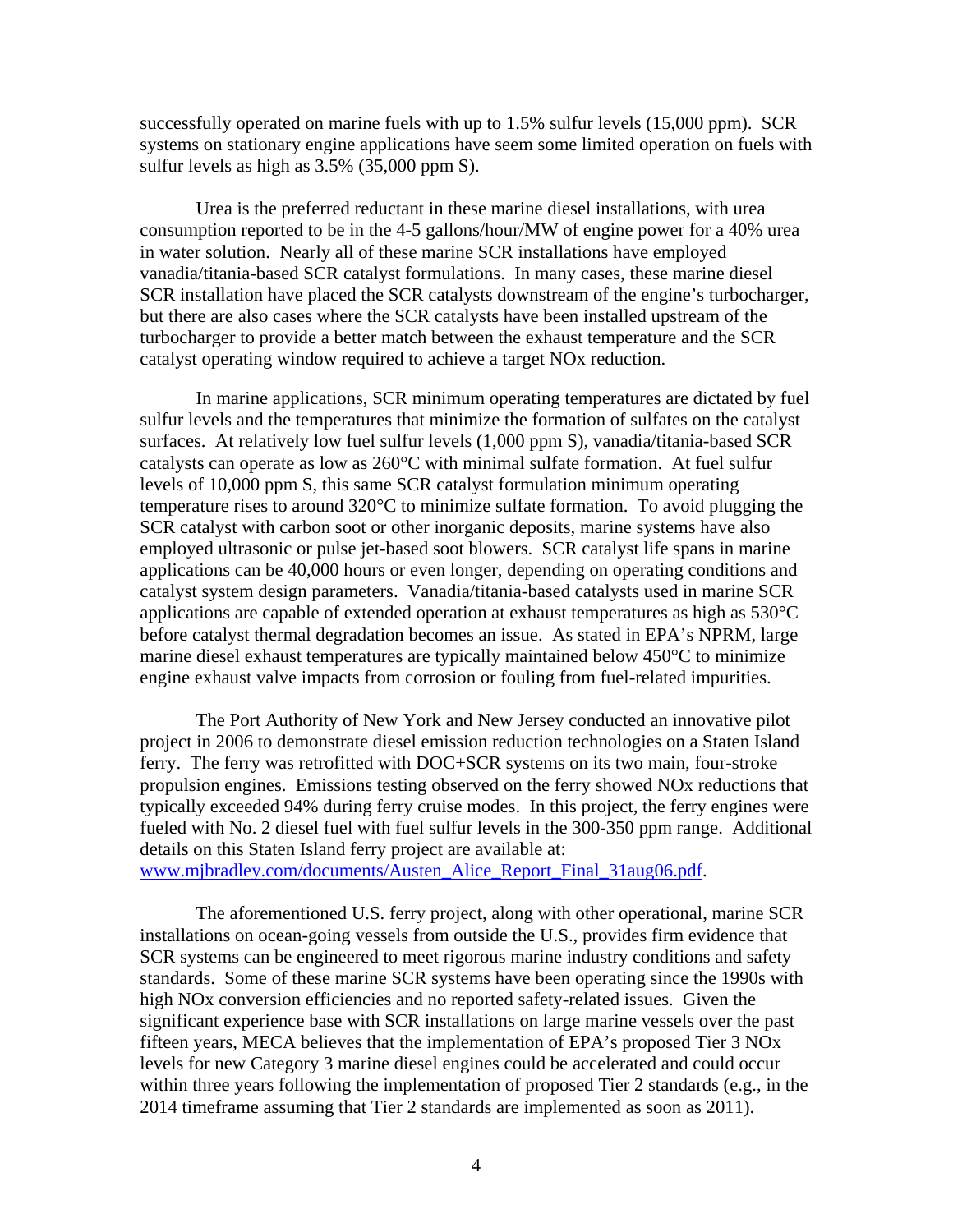successfully operated on marine fuels with up to 1.5% sulfur levels (15,000 ppm). SCR systems on stationary engine applications have seem some limited operation on fuels with sulfur levels as high as 3.5% (35,000 ppm S).

Urea is the preferred reductant in these marine diesel installations, with urea consumption reported to be in the 4-5 gallons/hour/MW of engine power for a 40% urea in water solution. Nearly all of these marine SCR installations have employed vanadia/titania-based SCR catalyst formulations. In many cases, these marine diesel SCR installation have placed the SCR catalysts downstream of the engine's turbocharger, but there are also cases where the SCR catalysts have been installed upstream of the turbocharger to provide a better match between the exhaust temperature and the SCR catalyst operating window required to achieve a target NOx reduction.

In marine applications, SCR minimum operating temperatures are dictated by fuel sulfur levels and the temperatures that minimize the formation of sulfates on the catalyst surfaces. At relatively low fuel sulfur levels (1,000 ppm S), vanadia/titania-based SCR catalysts can operate as low as 260°C with minimal sulfate formation. At fuel sulfur levels of 10,000 ppm S, this same SCR catalyst formulation minimum operating temperature rises to around 320°C to minimize sulfate formation. To avoid plugging the SCR catalyst with carbon soot or other inorganic deposits, marine systems have also employed ultrasonic or pulse jet-based soot blowers. SCR catalyst life spans in marine applications can be 40,000 hours or even longer, depending on operating conditions and catalyst system design parameters. Vanadia/titania-based catalysts used in marine SCR applications are capable of extended operation at exhaust temperatures as high as 530°C before catalyst thermal degradation becomes an issue. As stated in EPA's NPRM, large marine diesel exhaust temperatures are typically maintained below 450°C to minimize engine exhaust valve impacts from corrosion or fouling from fuel-related impurities.

The Port Authority of New York and New Jersey conducted an innovative pilot project in 2006 to demonstrate diesel emission reduction technologies on a Staten Island ferry. The ferry was retrofitted with DOC+SCR systems on its two main, four-stroke propulsion engines. Emissions testing observed on the ferry showed NOx reductions that typically exceeded 94% during ferry cruise modes. In this project, the ferry engines were fueled with No. 2 diesel fuel with fuel sulfur levels in the 300-350 ppm range. Additional details on this Staten Island ferry project are available at: www.mjbradley.com/documents/Austen_Alice_Report_Final_31aug06.pdf.

The aforementioned U.S. ferry project, along with other operational, marine SCR installations on ocean-going vessels from outside the U.S., provides firm evidence that SCR systems can be engineered to meet rigorous marine industry conditions and safety standards. Some of these marine SCR systems have been operating since the 1990s with high NOx conversion efficiencies and no reported safety-related issues. Given the significant experience base with SCR installations on large marine vessels over the past fifteen years, MECA believes that the implementation of EPA's proposed Tier 3 NOx levels for new Category 3 marine diesel engines could be accelerated and could occur within three years following the implementation of proposed Tier 2 standards (e.g., in the 2014 timeframe assuming that Tier 2 standards are implemented as soon as 2011).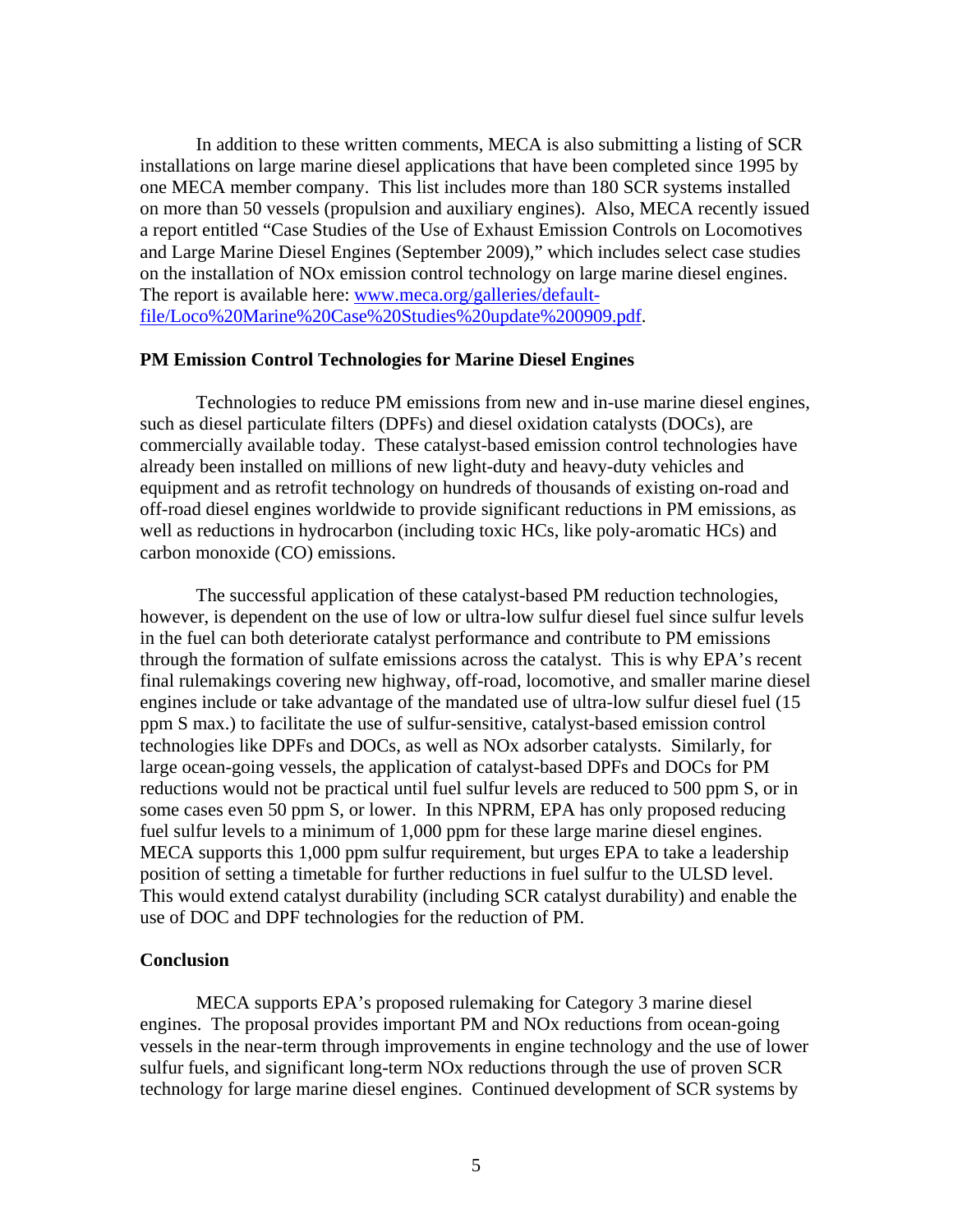In addition to these written comments, MECA is also submitting a listing of SCR installations on large marine diesel applications that have been completed since 1995 by one MECA member company. This list includes more than 180 SCR systems installed on more than 50 vessels (propulsion and auxiliary engines). Also, MECA recently issued a report entitled "Case Studies of the Use of Exhaust Emission Controls on Locomotives and Large Marine Diesel Engines (September 2009)," which includes select case studies on the installation of NOx emission control technology on large marine diesel engines. The report is available here: [www.meca.org/galleries/default-file/Loco%20Marine%20Case%20Studies%20update%200909.pdf](www.meca.org/galleries/default-file/Loco%20Marine%20Case%20Studies%20update%200909.pdf).

**PM Emission Control Technologies for Marine Diesel Engines**

Technologies to reduce PM emissions from new and in-use marine diesel engines, such as diesel particulate filters (DPFs) and diesel oxidation catalysts (DOCs), are commercially available today. These catalyst-based emission control technologies have already been installed on millions of new light-duty and heavy-duty vehicles and equipment and as retrofit technology on hundreds of thousands of existing on-road and off-road diesel engines worldwide to provide significant reductions in PM emissions, as well as reductions in hydrocarbon (including toxic HCs, like poly-aromatic HCs) and carbon monoxide (CO) emissions.

The successful application of these catalyst-based PM reduction technologies, however, is dependent on the use of low or ultra-low sulfur diesel fuel since sulfur levels in the fuel can both deteriorate catalyst performance and contribute to PM emissions through the formation of sulfate emissions across the catalyst. This is why EPA's recent final rulemakings covering new highway, off-road, locomotive, and smaller marine diesel engines include or take advantage of the mandated use of ultra-low sulfur diesel fuel (15 ppm S max.) to facilitate the use of sulfur-sensitive, catalyst-based emission control technologies like DPFs and DOCs, as well as NOx adsorber catalysts. Similarly, for large ocean-going vessels, the application of catalyst-based DPFs and DOCs for PM reductions would not be practical until fuel sulfur levels are reduced to 500 ppm S, or in some cases even 50 ppm S, or lower. In this NPRM, EPA has only proposed reducing fuel sulfur levels to a minimum of 1,000 ppm for these large marine diesel engines. MECA supports this 1,000 ppm sulfur requirement, but urges EPA to take a leadership position of setting a timetable for further reductions in fuel sulfur to the ULSD level. This would extend catalyst durability (including SCR catalyst durability) and enable the use of DOC and DPF technologies for the reduction of PM.

**Conclusion**

MECA supports EPA's proposed rulemaking for Category 3 marine diesel engines. The proposal provides important PM and NOx reductions from ocean-going vessels in the near-term through improvements in engine technology and the use of lower sulfur fuels, and significant long-term NOx reductions through the use of proven SCR technology for large marine diesel engines. Continued development of SCR systems by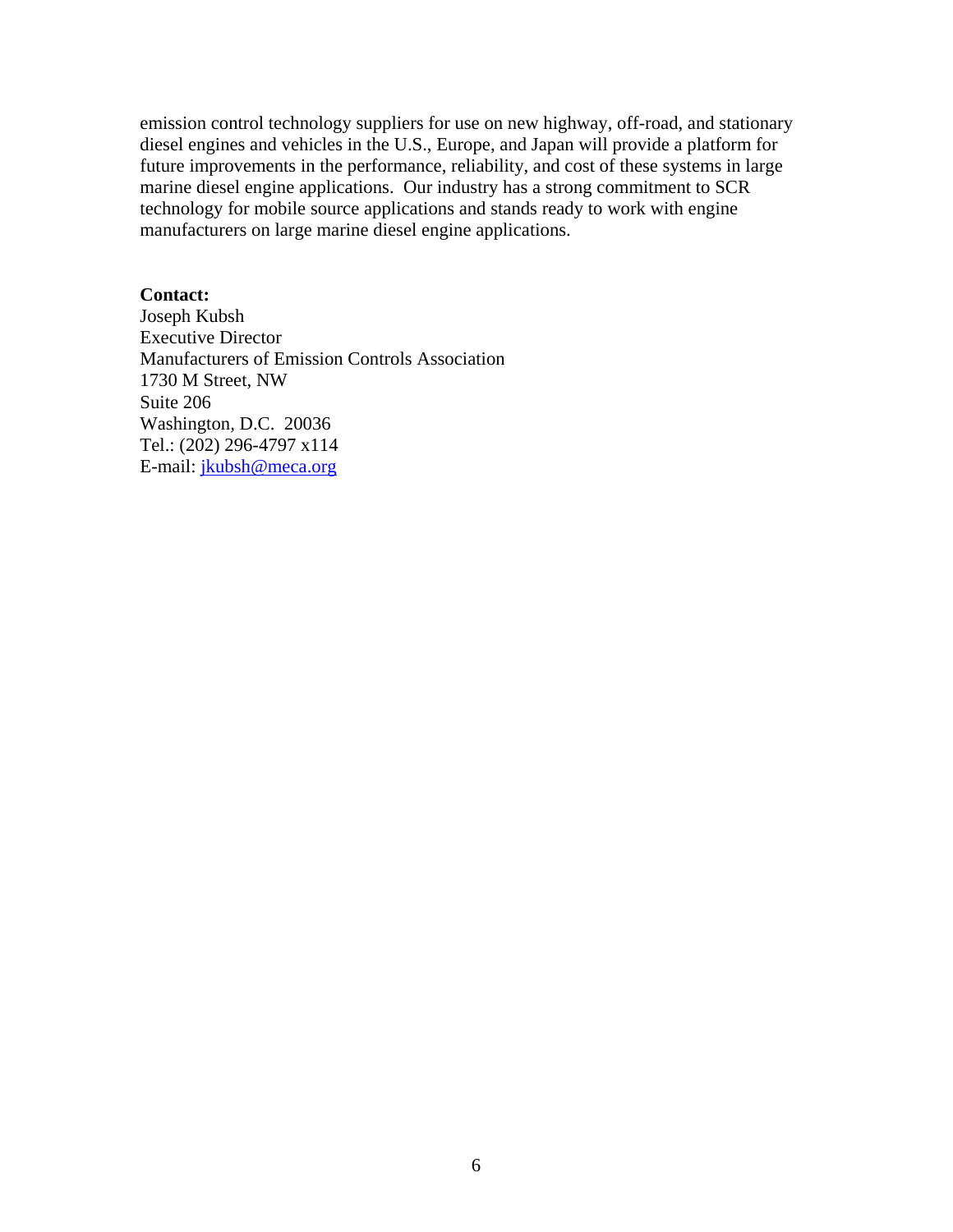emission control technology suppliers for use on new highway, off-road, and stationary diesel engines and vehicles in the U.S., Europe, and Japan will provide a platform for future improvements in the performance, reliability, and cost of these systems in large marine diesel engine applications. Our industry has a strong commitment to SCR technology for mobile source applications and stands ready to work with engine manufacturers on large marine diesel engine applications.

**Contact:**
Joseph Kubsh
Executive Director
Manufacturers of Emission Controls Association
1730 M Street, NW
Suite 206
Washington, D.C. 20036
Tel.: (202) 296-4797 x114
E-mail: jkubsh@meca.org